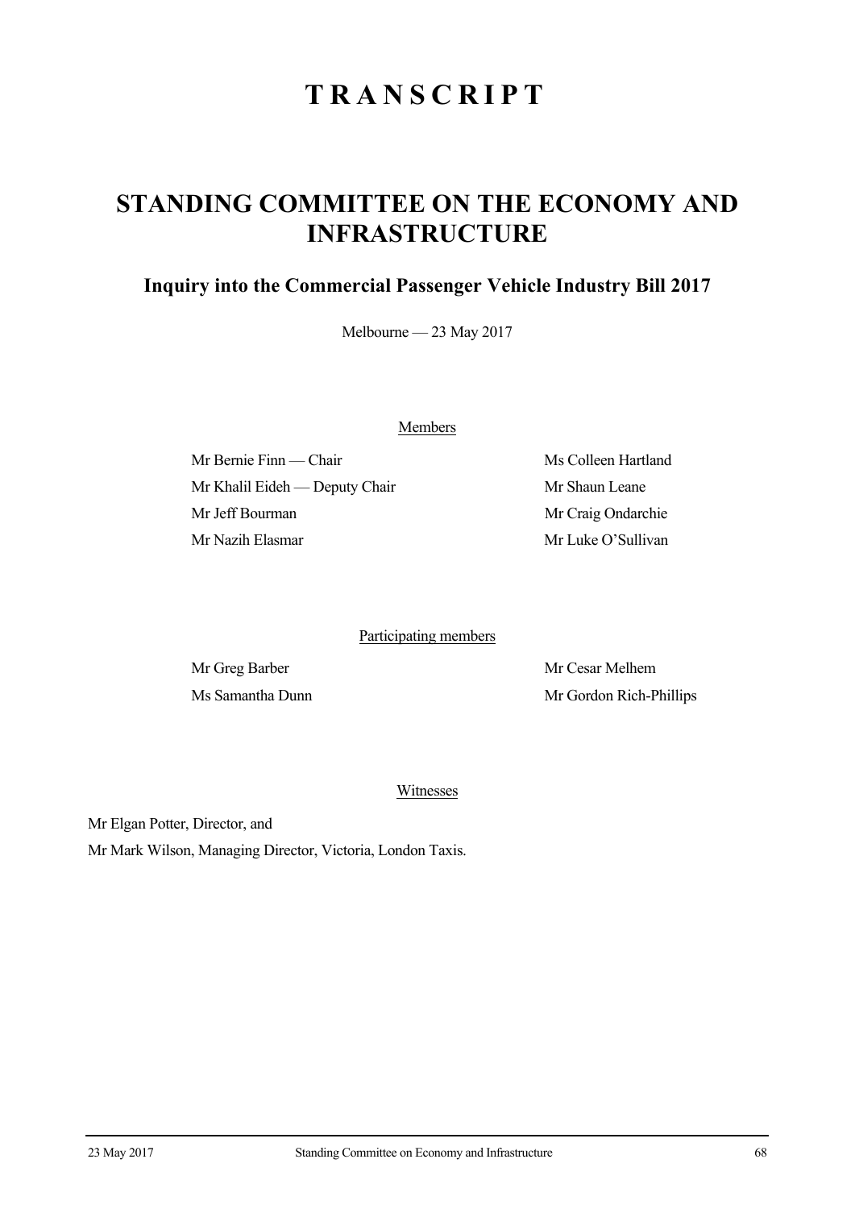# TRANSCRIPT

## STANDING COMMITTEE ON THE ECONOMY AND INFRASTRUCTURE

### Inquiry into the Commercial Passenger Vehicle Industry Bill 2017

Melbourne — 23 May 2017

Members

Mr Bernie Finn — Chair

Mr Khalil Eideh — Deputy Chair

Mr Jeff Bourman

Mr Nazih Elasmar

Ms Colleen Hartland

Mr Shaun Leane

Mr Craig Ondarchie

Mr Luke O'Sullivan

Participating members

Mr Greg Barber

Ms Samantha Dunn

Mr Cesar Melhem

Mr Gordon Rich-Phillips

Witnesses

Mr Elgan Potter, Director, and

Mr Mark Wilson, Managing Director, Victoria, London Taxis.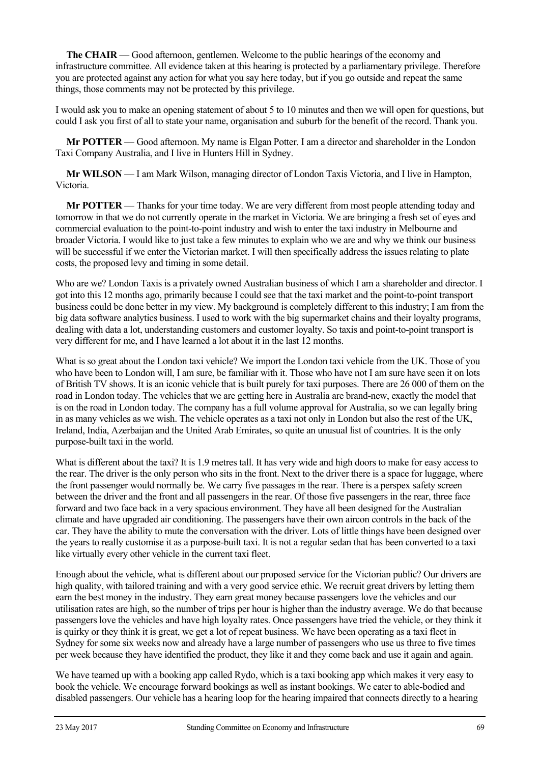**The CHAIR** — Good afternoon, gentlemen. Welcome to the public hearings of the economy and infrastructure committee. All evidence taken at this hearing is protected by a parliamentary privilege. Therefore you are protected against any action for what you say here today, but if you go outside and repeat the same things, those comments may not be protected by this privilege.

I would ask you to make an opening statement of about 5 to 10 minutes and then we will open for questions, but could I ask you first of all to state your name, organisation and suburb for the benefit of the record. Thank you.

**Mr POTTER** — Good afternoon. My name is Elgan Potter. I am a director and shareholder in the London Taxi Company Australia, and I live in Hunters Hill in Sydney.

**Mr WILSON** — I am Mark Wilson, managing director of London Taxis Victoria, and I live in Hampton, Victoria.

**Mr POTTER** — Thanks for your time today. We are very different from most people attending today and tomorrow in that we do not currently operate in the market in Victoria. We are bringing a fresh set of eyes and commercial evaluation to the point-to-point industry and wish to enter the taxi industry in Melbourne and broader Victoria. I would like to just take a few minutes to explain who we are and why we think our business will be successful if we enter the Victorian market. I will then specifically address the issues relating to plate costs, the proposed levy and timing in some detail.

Who are we? London Taxis is a privately owned Australian business of which I am a shareholder and director. I got into this 12 months ago, primarily because I could see that the taxi market and the point-to-point transport business could be done better in my view. My background is completely different to this industry; I am from the big data software analytics business. I used to work with the big supermarket chains and their loyalty programs, dealing with data a lot, understanding customers and customer loyalty. So taxis and point-to-point transport is very different for me, and I have learned a lot about it in the last 12 months.

What is so great about the London taxi vehicle? We import the London taxi vehicle from the UK. Those of you who have been to London will, I am sure, be familiar with it. Those who have not I am sure have seen it on lots of British TV shows. It is an iconic vehicle that is built purely for taxi purposes. There are 26 000 of them on the road in London today. The vehicles that we are getting here in Australia are brand-new, exactly the model that is on the road in London today. The company has a full volume approval for Australia, so we can legally bring in as many vehicles as we wish. The vehicle operates as a taxi not only in London but also the rest of the UK, Ireland, India, Azerbaijan and the United Arab Emirates, so quite an unusual list of countries. It is the only purpose-built taxi in the world.

What is different about the taxi? It is 1.9 metres tall. It has very wide and high doors to make for easy access to the rear. The driver is the only person who sits in the front. Next to the driver there is a space for luggage, where the front passenger would normally be. We carry five passages in the rear. There is a perspex safety screen between the driver and the front and all passengers in the rear. Of those five passengers in the rear, three face forward and two face back in a very spacious environment. They have all been designed for the Australian climate and have upgraded air conditioning. The passengers have their own aircon controls in the back of the car. They have the ability to mute the conversation with the driver. Lots of little things have been designed over the years to really customise it as a purpose-built taxi. It is not a regular sedan that has been converted to a taxi like virtually every other vehicle in the current taxi fleet.

Enough about the vehicle, what is different about our proposed service for the Victorian public? Our drivers are high quality, with tailored training and with a very good service ethic. We recruit great drivers by letting them earn the best money in the industry. They earn great money because passengers love the vehicles and our utilisation rates are high, so the number of trips per hour is higher than the industry average. We do that because passengers love the vehicles and have high loyalty rates. Once passengers have tried the vehicle, or they think it is quirky or they think it is great, we get a lot of repeat business. We have been operating as a taxi fleet in Sydney for some six weeks now and already have a large number of passengers who use us three to five times per week because they have identified the product, they like it and they come back and use it again and again.

We have teamed up with a booking app called Rydo, which is a taxi booking app which makes it very easy to book the vehicle. We encourage forward bookings as well as instant bookings. We cater to able-bodied and disabled passengers. Our vehicle has a hearing loop for the hearing impaired that connects directly to a hearing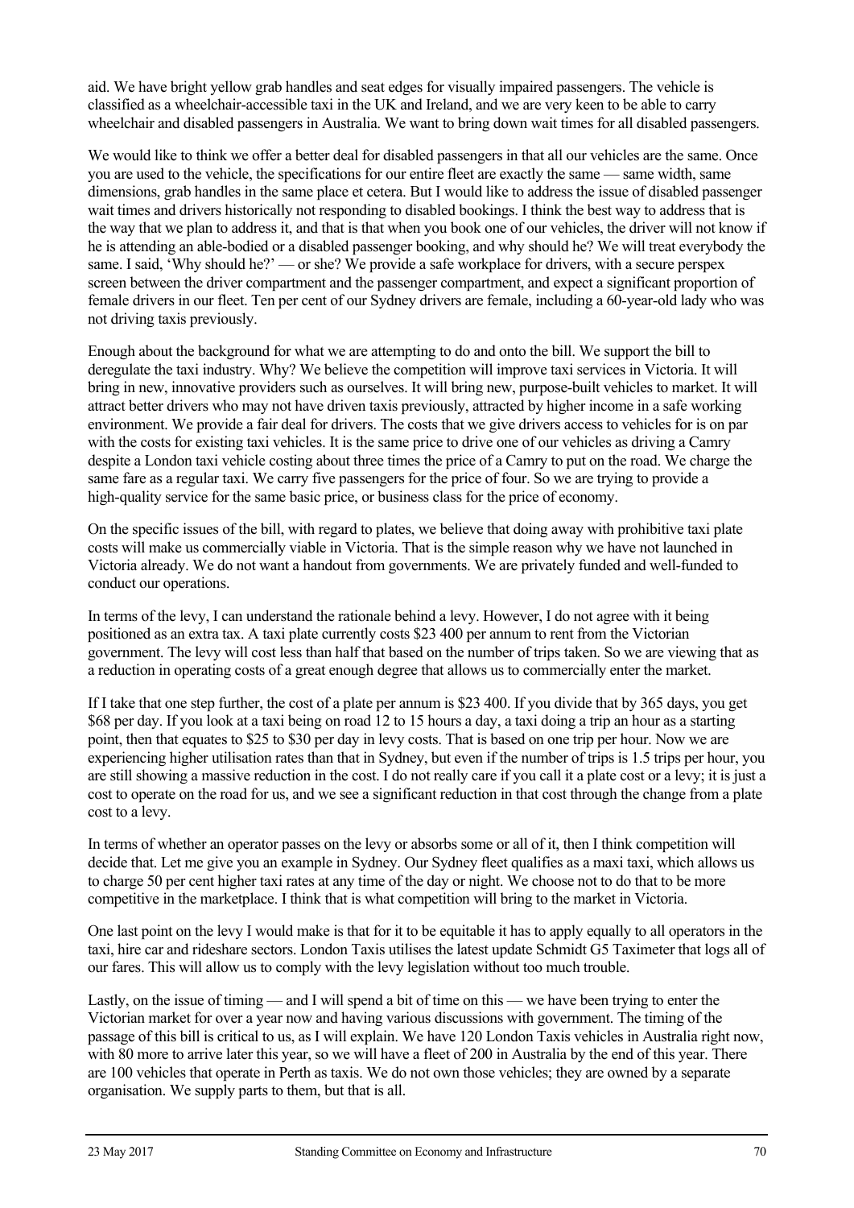aid. We have bright yellow grab handles and seat edges for visually impaired passengers. The vehicle is classified as a wheelchair-accessible taxi in the UK and Ireland, and we are very keen to be able to carry wheelchair and disabled passengers in Australia. We want to bring down wait times for all disabled passengers.

We would like to think we offer a better deal for disabled passengers in that all our vehicles are the same. Once you are used to the vehicle, the specifications for our entire fleet are exactly the same — same width, same dimensions, grab handles in the same place et cetera. But I would like to address the issue of disabled passenger wait times and drivers historically not responding to disabled bookings. I think the best way to address that is the way that we plan to address it, and that is that when you book one of our vehicles, the driver will not know if he is attending an able-bodied or a disabled passenger booking, and why should he? We will treat everybody the same. I said, 'Why should he?' — or she? We provide a safe workplace for drivers, with a secure perspex screen between the driver compartment and the passenger compartment, and expect a significant proportion of female drivers in our fleet. Ten per cent of our Sydney drivers are female, including a 60-year-old lady who was not driving taxis previously.

Enough about the background for what we are attempting to do and onto the bill. We support the bill to deregulate the taxi industry. Why? We believe the competition will improve taxi services in Victoria. It will bring in new, innovative providers such as ourselves. It will bring new, purpose-built vehicles to market. It will attract better drivers who may not have driven taxis previously, attracted by higher income in a safe working environment. We provide a fair deal for drivers. The costs that we give drivers access to vehicles for is on par with the costs for existing taxi vehicles. It is the same price to drive one of our vehicles as driving a Camry despite a London taxi vehicle costing about three times the price of a Camry to put on the road. We charge the same fare as a regular taxi. We carry five passengers for the price of four. So we are trying to provide a high-quality service for the same basic price, or business class for the price of economy.

On the specific issues of the bill, with regard to plates, we believe that doing away with prohibitive taxi plate costs will make us commercially viable in Victoria. That is the simple reason why we have not launched in Victoria already. We do not want a handout from governments. We are privately funded and well-funded to conduct our operations.

In terms of the levy, I can understand the rationale behind a levy. However, I do not agree with it being positioned as an extra tax. A taxi plate currently costs \$23 400 per annum to rent from the Victorian government. The levy will cost less than half that based on the number of trips taken. So we are viewing that as a reduction in operating costs of a great enough degree that allows us to commercially enter the market.

If I take that one step further, the cost of a plate per annum is \$23 400. If you divide that by 365 days, you get \$68 per day. If you look at a taxi being on road 12 to 15 hours a day, a taxi doing a trip an hour as a starting point, then that equates to \$25 to \$30 per day in levy costs. That is based on one trip per hour. Now we are experiencing higher utilisation rates than that in Sydney, but even if the number of trips is 1.5 trips per hour, you are still showing a massive reduction in the cost. I do not really care if you call it a plate cost or a levy; it is just a cost to operate on the road for us, and we see a significant reduction in that cost through the change from a plate cost to a levy.

In terms of whether an operator passes on the levy or absorbs some or all of it, then I think competition will decide that. Let me give you an example in Sydney. Our Sydney fleet qualifies as a maxi taxi, which allows us to charge 50 per cent higher taxi rates at any time of the day or night. We choose not to do that to be more competitive in the marketplace. I think that is what competition will bring to the market in Victoria.

One last point on the levy I would make is that for it to be equitable it has to apply equally to all operators in the taxi, hire car and rideshare sectors. London Taxis utilises the latest update Schmidt G5 Taximeter that logs all of our fares. This will allow us to comply with the levy legislation without too much trouble.

Lastly, on the issue of timing — and I will spend a bit of time on this — we have been trying to enter the Victorian market for over a year now and having various discussions with government. The timing of the passage of this bill is critical to us, as I will explain. We have 120 London Taxis vehicles in Australia right now, with 80 more to arrive later this year, so we will have a fleet of 200 in Australia by the end of this year. There are 100 vehicles that operate in Perth as taxis. We do not own those vehicles; they are owned by a separate organisation. We supply parts to them, but that is all.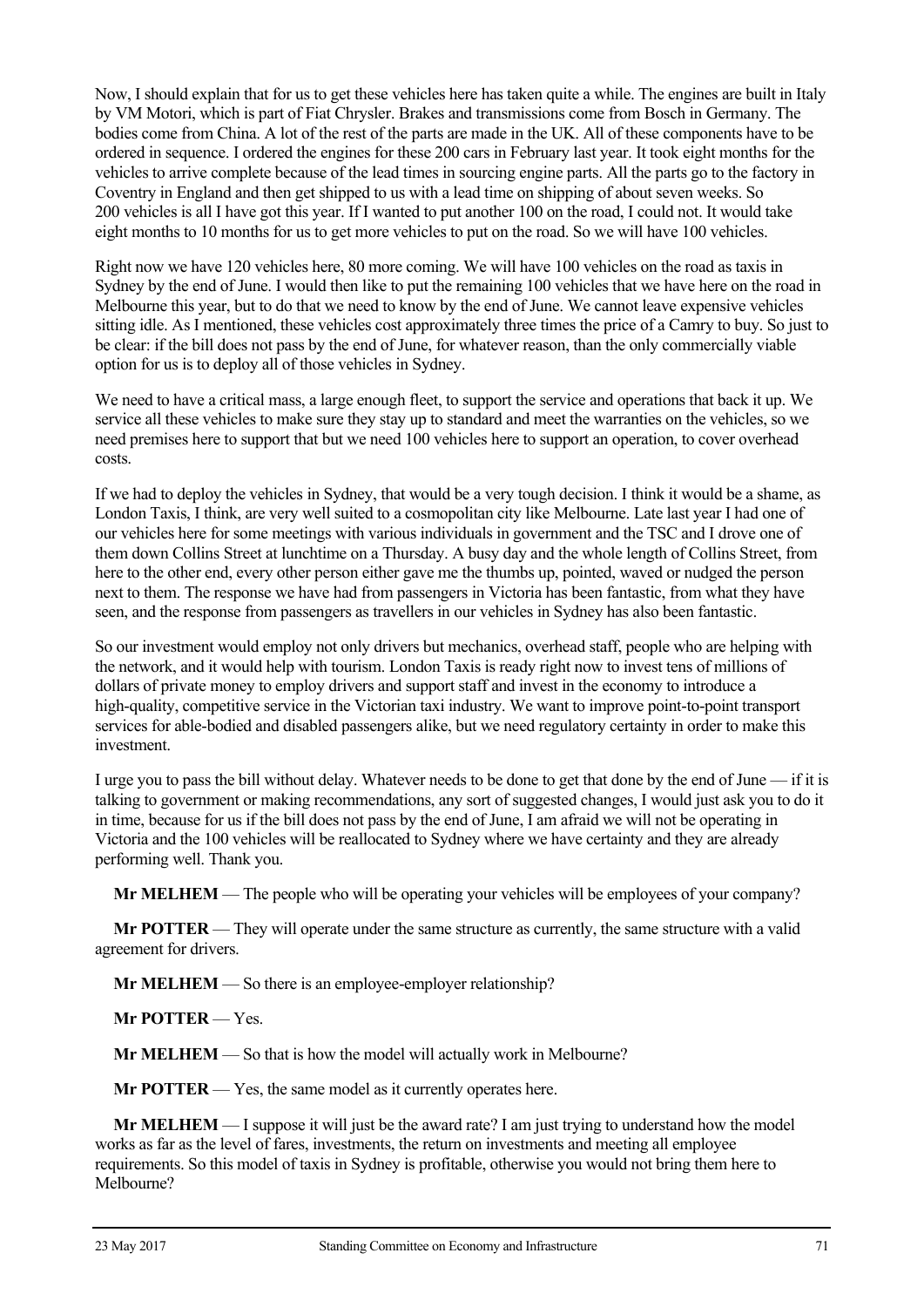Now, I should explain that for us to get these vehicles here has taken quite a while. The engines are built in Italy by VM Motori, which is part of Fiat Chrysler. Brakes and transmissions come from Bosch in Germany. The bodies come from China. A lot of the rest of the parts are made in the UK. All of these components have to be ordered in sequence. I ordered the engines for these 200 cars in February last year. It took eight months for the vehicles to arrive complete because of the lead times in sourcing engine parts. All the parts go to the factory in Coventry in England and then get shipped to us with a lead time on shipping of about seven weeks. So 200 vehicles is all I have got this year. If I wanted to put another 100 on the road, I could not. It would take eight months to 10 months for us to get more vehicles to put on the road. So we will have 100 vehicles.

Right now we have 120 vehicles here, 80 more coming. We will have 100 vehicles on the road as taxis in Sydney by the end of June. I would then like to put the remaining 100 vehicles that we have here on the road in Melbourne this year, but to do that we need to know by the end of June. We cannot leave expensive vehicles sitting idle. As I mentioned, these vehicles cost approximately three times the price of a Camry to buy. So just to be clear: if the bill does not pass by the end of June, for whatever reason, than the only commercially viable option for us is to deploy all of those vehicles in Sydney.

We need to have a critical mass, a large enough fleet, to support the service and operations that back it up. We service all these vehicles to make sure they stay up to standard and meet the warranties on the vehicles, so we need premises here to support that but we need 100 vehicles here to support an operation, to cover overhead costs.

If we had to deploy the vehicles in Sydney, that would be a very tough decision. I think it would be a shame, as London Taxis, I think, are very well suited to a cosmopolitan city like Melbourne. Late last year I had one of our vehicles here for some meetings with various individuals in government and the TSC and I drove one of them down Collins Street at lunchtime on a Thursday. A busy day and the whole length of Collins Street, from here to the other end, every other person either gave me the thumbs up, pointed, waved or nudged the person next to them. The response we have had from passengers in Victoria has been fantastic, from what they have seen, and the response from passengers as travellers in our vehicles in Sydney has also been fantastic.

So our investment would employ not only drivers but mechanics, overhead staff, people who are helping with the network, and it would help with tourism. London Taxis is ready right now to invest tens of millions of dollars of private money to employ drivers and support staff and invest in the economy to introduce a high-quality, competitive service in the Victorian taxi industry. We want to improve point-to-point transport services for able-bodied and disabled passengers alike, but we need regulatory certainty in order to make this investment.

I urge you to pass the bill without delay. Whatever needs to be done to get that done by the end of June — if it is talking to government or making recommendations, any sort of suggested changes, I would just ask you to do it in time, because for us if the bill does not pass by the end of June, I am afraid we will not be operating in Victoria and the 100 vehicles will be reallocated to Sydney where we have certainty and they are already performing well. Thank you.

**Mr MELHEM** — The people who will be operating your vehicles will be employees of your company?

**Mr POTTER** — They will operate under the same structure as currently, the same structure with a valid agreement for drivers.

**Mr MELHEM** — So there is an employee-employer relationship?

**Mr POTTER** — Yes.

**Mr MELHEM** — So that is how the model will actually work in Melbourne?

**Mr POTTER** — Yes, the same model as it currently operates here.

**Mr MELHEM** — I suppose it will just be the award rate? I am just trying to understand how the model works as far as the level of fares, investments, the return on investments and meeting all employee requirements. So this model of taxis in Sydney is profitable, otherwise you would not bring them here to Melbourne?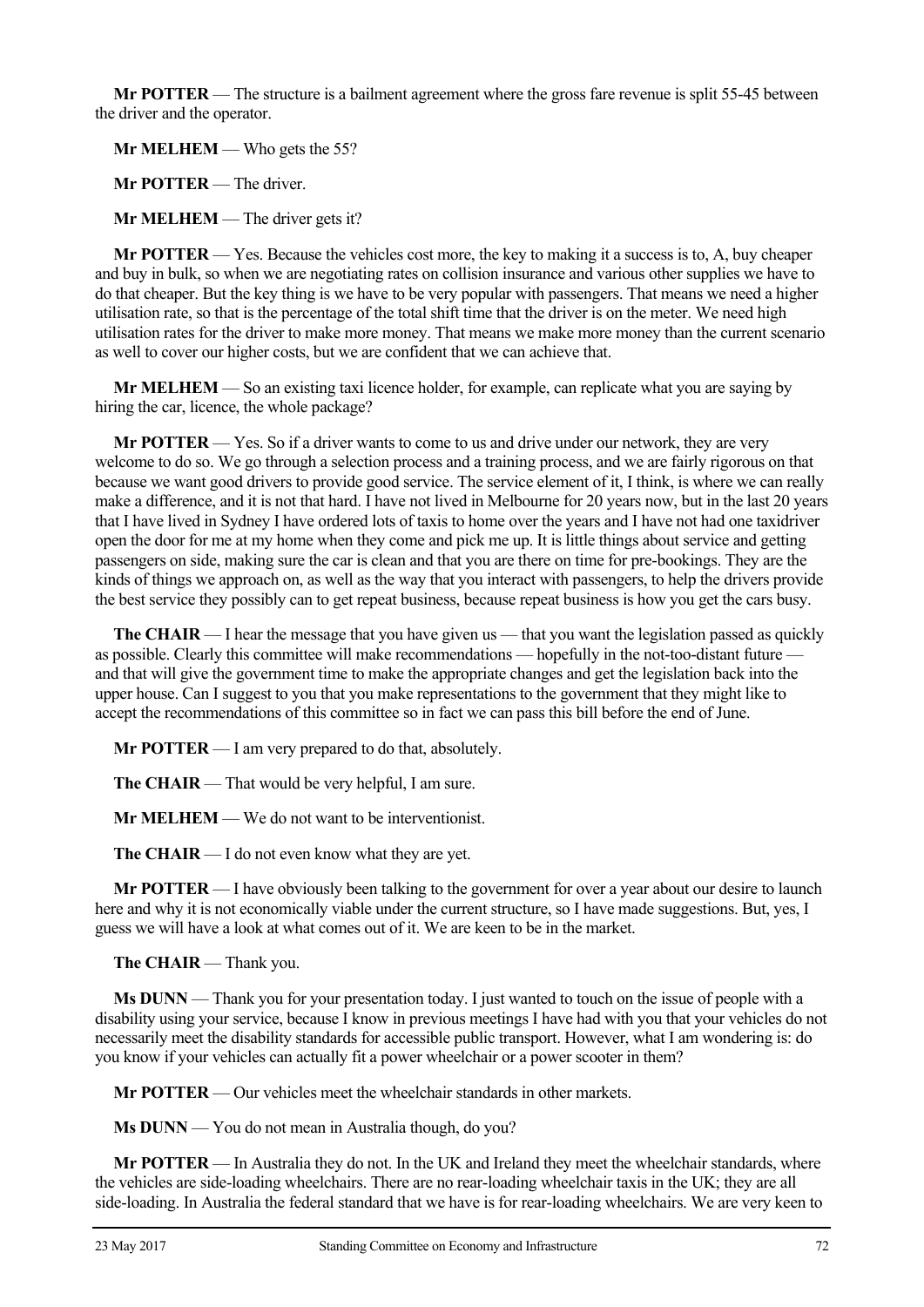**Mr POTTER** — The structure is a bailment agreement where the gross fare revenue is split 55-45 between the driver and the operator.

**Mr MELHEM** — Who gets the 55?

**Mr POTTER** — The driver.

**Mr MELHEM** — The driver gets it?

**Mr POTTER** — Yes. Because the vehicles cost more, the key to making it a success is to, A, buy cheaper and buy in bulk, so when we are negotiating rates on collision insurance and various other supplies we have to do that cheaper. But the key thing is we have to be very popular with passengers. That means we need a higher utilisation rate, so that is the percentage of the total shift time that the driver is on the meter. We need high utilisation rates for the driver to make more money. That means we make more money than the current scenario as well to cover our higher costs, but we are confident that we can achieve that.

**Mr MELHEM** — So an existing taxi licence holder, for example, can replicate what you are saying by hiring the car, licence, the whole package?

**Mr POTTER** — Yes. So if a driver wants to come to us and drive under our network, they are very welcome to do so. We go through a selection process and a training process, and we are fairly rigorous on that because we want good drivers to provide good service. The service element of it, I think, is where we can really make a difference, and it is not that hard. I have not lived in Melbourne for 20 years now, but in the last 20 years that I have lived in Sydney I have ordered lots of taxis to home over the years and I have not had one taxidriver open the door for me at my home when they come and pick me up. It is little things about service and getting passengers on side, making sure the car is clean and that you are there on time for pre-bookings. They are the kinds of things we approach on, as well as the way that you interact with passengers, to help the drivers provide the best service they possibly can to get repeat business, because repeat business is how you get the cars busy.

**The CHAIR** — I hear the message that you have given us — that you want the legislation passed as quickly as possible. Clearly this committee will make recommendations — hopefully in the not-too-distant future — and that will give the government time to make the appropriate changes and get the legislation back into the upper house. Can I suggest to you that you make representations to the government that they might like to accept the recommendations of this committee so in fact we can pass this bill before the end of June.

**Mr POTTER** — I am very prepared to do that, absolutely.

**The CHAIR** — That would be very helpful, I am sure.

**Mr MELHEM** — We do not want to be interventionist.

**The CHAIR** — I do not even know what they are yet.

**Mr POTTER** — I have obviously been talking to the government for over a year about our desire to launch here and why it is not economically viable under the current structure, so I have made suggestions. But, yes, I guess we will have a look at what comes out of it. We are keen to be in the market.

**The CHAIR** — Thank you.

**Ms DUNN** — Thank you for your presentation today. I just wanted to touch on the issue of people with a disability using your service, because I know in previous meetings I have had with you that your vehicles do not necessarily meet the disability standards for accessible public transport. However, what I am wondering is: do you know if your vehicles can actually fit a power wheelchair or a power scooter in them?

**Mr POTTER** — Our vehicles meet the wheelchair standards in other markets.

**Ms DUNN** — You do not mean in Australia though, do you?

**Mr POTTER** — In Australia they do not. In the UK and Ireland they meet the wheelchair standards, where the vehicles are side-loading wheelchairs. There are no rear-loading wheelchair taxis in the UK; they are all side-loading. In Australia the federal standard that we have is for rear-loading wheelchairs. We are very keen to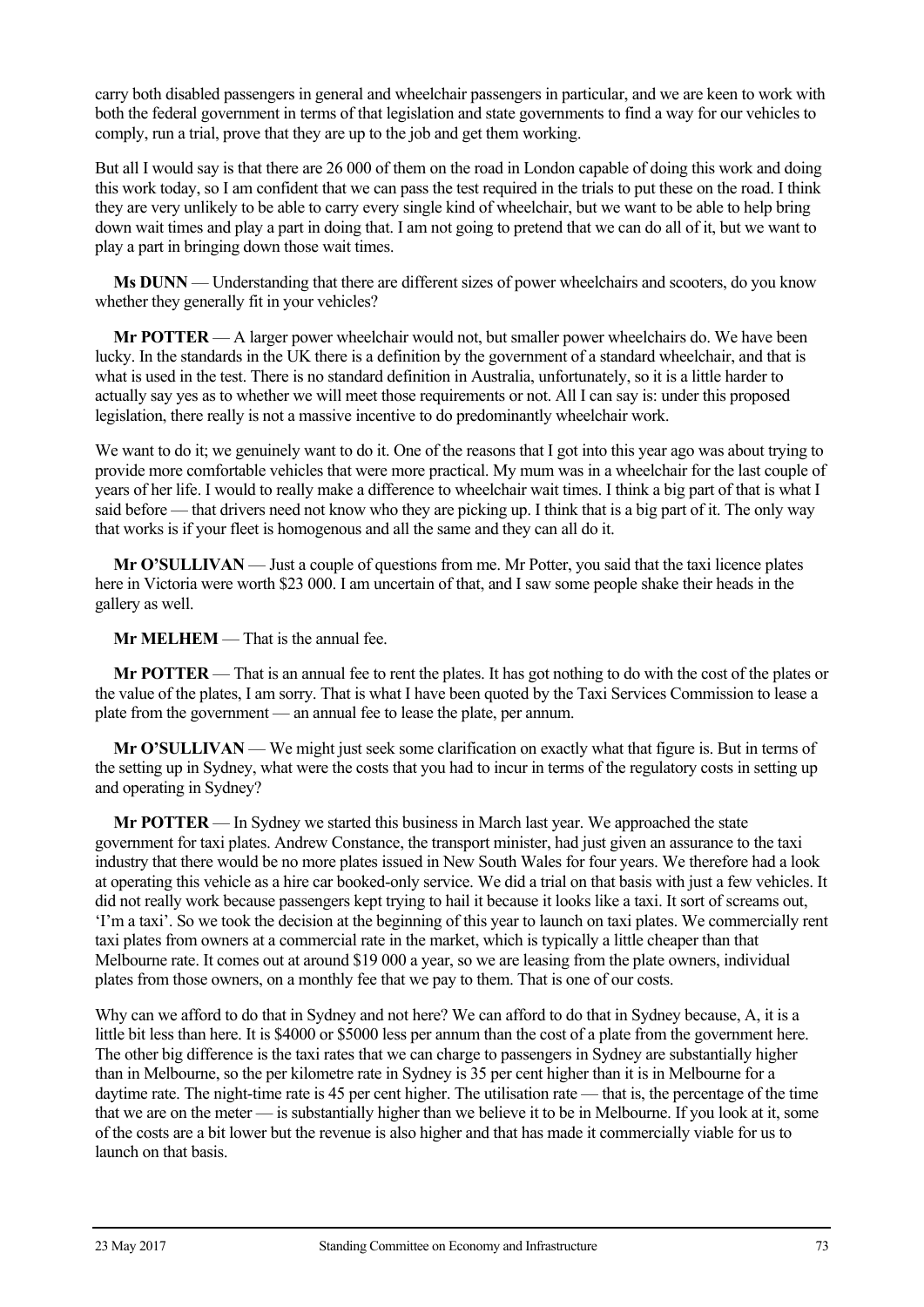carry both disabled passengers in general and wheelchair passengers in particular, and we are keen to work with both the federal government in terms of that legislation and state governments to find a way for our vehicles to comply, run a trial, prove that they are up to the job and get them working.

But all I would say is that there are 26 000 of them on the road in London capable of doing this work and doing this work today, so I am confident that we can pass the test required in the trials to put these on the road. I think they are very unlikely to be able to carry every single kind of wheelchair, but we want to be able to help bring down wait times and play a part in doing that. I am not going to pretend that we can do all of it, but we want to play a part in bringing down those wait times.

**Ms DUNN** — Understanding that there are different sizes of power wheelchairs and scooters, do you know whether they generally fit in your vehicles?

**Mr POTTER** — A larger power wheelchair would not, but smaller power wheelchairs do. We have been lucky. In the standards in the UK there is a definition by the government of a standard wheelchair, and that is what is used in the test. There is no standard definition in Australia, unfortunately, so it is a little harder to actually say yes as to whether we will meet those requirements or not. All I can say is: under this proposed legislation, there really is not a massive incentive to do predominantly wheelchair work.

We want to do it; we genuinely want to do it. One of the reasons that I got into this year ago was about trying to provide more comfortable vehicles that were more practical. My mum was in a wheelchair for the last couple of years of her life. I would to really make a difference to wheelchair wait times. I think a big part of that is what I said before — that drivers need not know who they are picking up. I think that is a big part of it. The only way that works is if your fleet is homogenous and all the same and they can all do it.

**Mr O'SULLIVAN** — Just a couple of questions from me. Mr Potter, you said that the taxi licence plates here in Victoria were worth $23 000. I am uncertain of that, and I saw some people shake their heads in the gallery as well.

**Mr MELHEM** — That is the annual fee.

**Mr POTTER** — That is an annual fee to rent the plates. It has got nothing to do with the cost of the plates or the value of the plates, I am sorry. That is what I have been quoted by the Taxi Services Commission to lease a plate from the government — an annual fee to lease the plate, per annum.

**Mr O'SULLIVAN** — We might just seek some clarification on exactly what that figure is. But in terms of the setting up in Sydney, what were the costs that you had to incur in terms of the regulatory costs in setting up and operating in Sydney?

**Mr POTTER** — In Sydney we started this business in March last year. We approached the state government for taxi plates. Andrew Constance, the transport minister, had just given an assurance to the taxi industry that there would be no more plates issued in New South Wales for four years. We therefore had a look at operating this vehicle as a hire car booked-only service. We did a trial on that basis with just a few vehicles. It did not really work because passengers kept trying to hail it because it looks like a taxi. It sort of screams out, 'I'm a taxi'. So we took the decision at the beginning of this year to launch on taxi plates. We commercially rent taxi plates from owners at a commercial rate in the market, which is typically a little cheaper than that Melbourne rate. It comes out at around $19 000 a year, so we are leasing from the plate owners, individual plates from those owners, on a monthly fee that we pay to them. That is one of our costs.

Why can we afford to do that in Sydney and not here? We can afford to do that in Sydney because, A, it is a little bit less than here. It is $4000 or $5000 less per annum than the cost of a plate from the government here. The other big difference is the taxi rates that we can charge to passengers in Sydney are substantially higher than in Melbourne, so the per kilometre rate in Sydney is 35 per cent higher than it is in Melbourne for a daytime rate. The night-time rate is 45 per cent higher. The utilisation rate — that is, the percentage of the time that we are on the meter — is substantially higher than we believe it to be in Melbourne. If you look at it, some of the costs are a bit lower but the revenue is also higher and that has made it commercially viable for us to launch on that basis.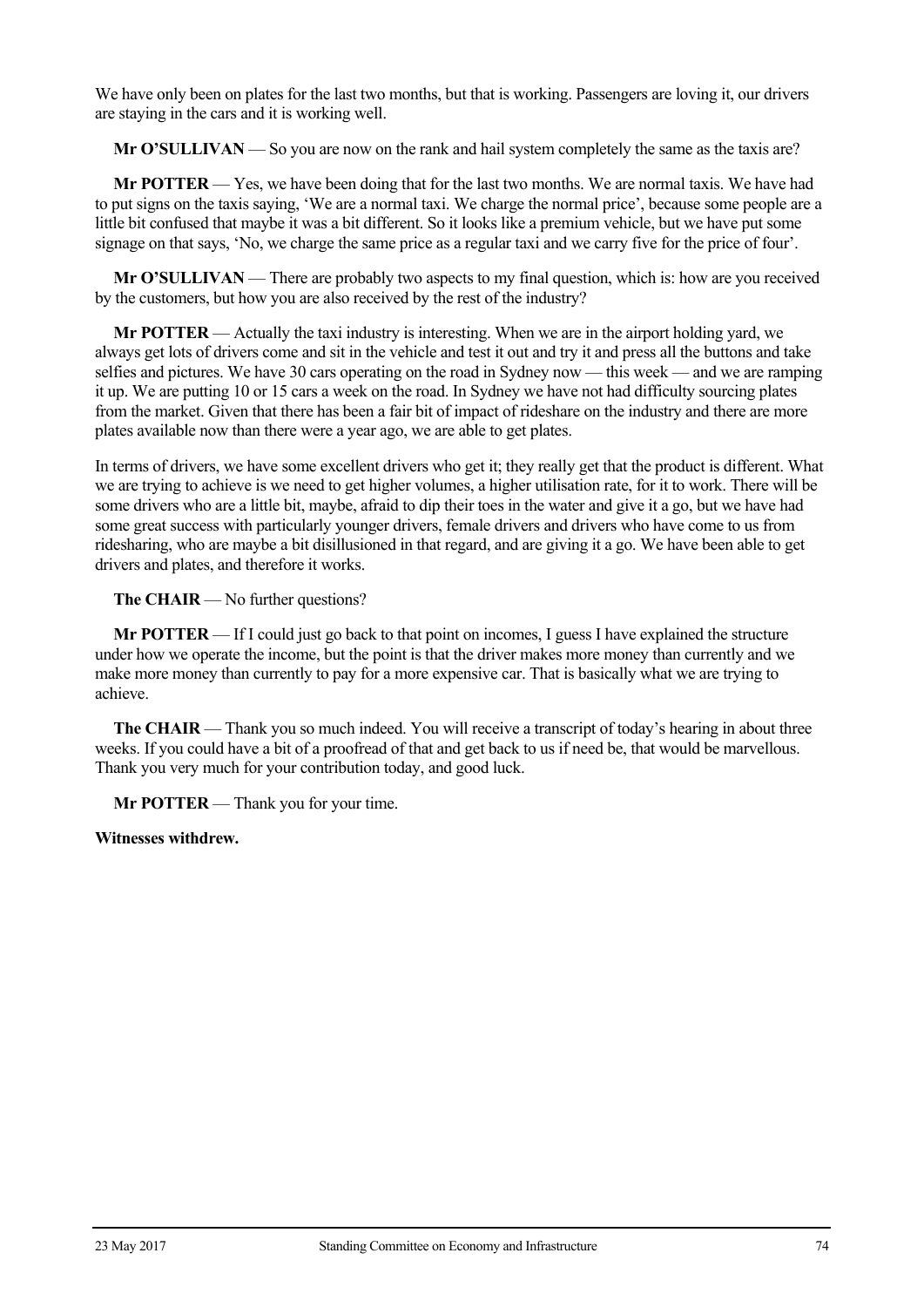We have only been on plates for the last two months, but that is working. Passengers are loving it, our drivers are staying in the cars and it is working well.

**Mr O'SULLIVAN** — So you are now on the rank and hail system completely the same as the taxis are?

**Mr POTTER** — Yes, we have been doing that for the last two months. We are normal taxis. We have had to put signs on the taxis saying, 'We are a normal taxi. We charge the normal price', because some people are a little bit confused that maybe it was a bit different. So it looks like a premium vehicle, but we have put some signage on that says, 'No, we charge the same price as a regular taxi and we carry five for the price of four'.

**Mr O'SULLIVAN** — There are probably two aspects to my final question, which is: how are you received by the customers, but how you are also received by the rest of the industry?

**Mr POTTER** — Actually the taxi industry is interesting. When we are in the airport holding yard, we always get lots of drivers come and sit in the vehicle and test it out and try it and press all the buttons and take selfies and pictures. We have 30 cars operating on the road in Sydney now — this week — and we are ramping it up. We are putting 10 or 15 cars a week on the road. In Sydney we have not had difficulty sourcing plates from the market. Given that there has been a fair bit of impact of rideshare on the industry and there are more plates available now than there were a year ago, we are able to get plates.

In terms of drivers, we have some excellent drivers who get it; they really get that the product is different. What we are trying to achieve is we need to get higher volumes, a higher utilisation rate, for it to work. There will be some drivers who are a little bit, maybe, afraid to dip their toes in the water and give it a go, but we have had some great success with particularly younger drivers, female drivers and drivers who have come to us from ridesharing, who are maybe a bit disillusioned in that regard, and are giving it a go. We have been able to get drivers and plates, and therefore it works.

**The CHAIR** — No further questions?

**Mr POTTER** — If I could just go back to that point on incomes, I guess I have explained the structure under how we operate the income, but the point is that the driver makes more money than currently and we make more money than currently to pay for a more expensive car. That is basically what we are trying to achieve.

**The CHAIR** — Thank you so much indeed. You will receive a transcript of today's hearing in about three weeks. If you could have a bit of a proofread of that and get back to us if need be, that would be marvellous. Thank you very much for your contribution today, and good luck.

**Mr POTTER** — Thank you for your time.

**Witnesses withdrew.**